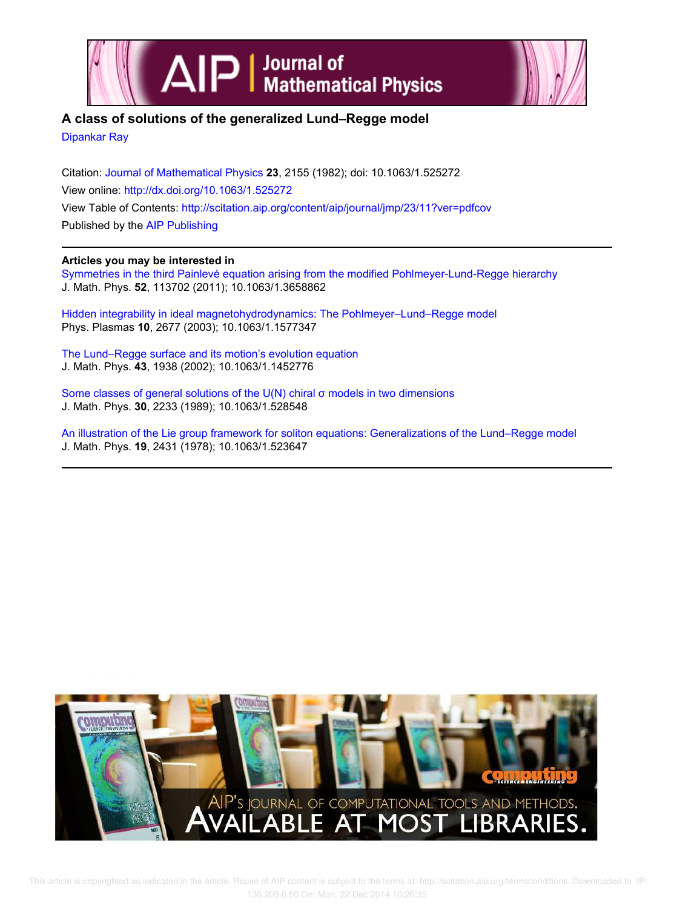# A class of solutions of the generalized Lund–Regge model

Dipankar Ray

Citation: Journal of Mathematical Physics **23**, 2155 (1982); doi: 10.1063/1.525272

View online: http://dx.doi.org/10.1063/1.525272

View Table of Contents: http://scitation.aip.org/content/aip/journal/jmp/23/11?ver=pdfcov

Published by the AIP Publishing

---

**Articles you may be interested in**

Symmetries in the third Painlevé equation arising from the modified Pohlmeyer-Lund-Regge hierarchy
J. Math. Phys. **52**, 113702 (2011); 10.1063/1.3658862

Hidden integrability in ideal magnetohydrodynamics: The Pohlmeyer–Lund–Regge model
Phys. Plasmas **10**, 2677 (2003); 10.1063/1.1577347

The Lund–Regge surface and its motion's evolution equation
J. Math. Phys. **43**, 1938 (2002); 10.1063/1.1452776

Some classes of general solutions of the U(N) chiral σ models in two dimensions
J. Math. Phys. **30**, 2233 (1989); 10.1063/1.528548

An illustration of the Lie group framework for soliton equations: Generalizations of the Lund–Regge model
J. Math. Phys. **19**, 2431 (1978); 10.1063/1.523647

---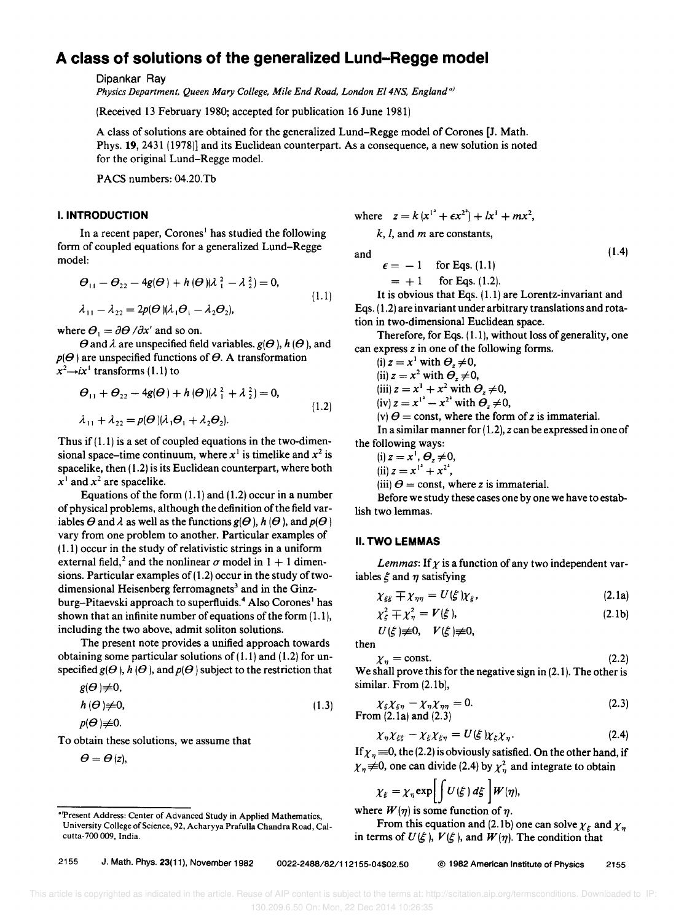# A class of solutions of the generalized Lund–Regge model

Dipankar Ray

*Physics Department, Queen Mary College, Mile End Road, London E1 4NS, England*[a]

(Received 13 February 1980; accepted for publication 16 June 1981)

A class of solutions are obtained for the generalized Lund–Regge model of Corones [J. Math. Phys. **19**, 2431 (1978)] and its Euclidean counterpart. As a consequence, a new solution is noted for the original Lund–Regge model.

PACS numbers: 04.20.Tb

## I. INTRODUCTION

In a recent paper, Corones[1] has studied the following form of coupled equations for a generalized Lund–Regge model:

$$\begin{aligned} &\Theta_{11} - \Theta_{22} - 4g(\Theta) + h(\Theta)(\lambda_1^2 - \lambda_2^2) = 0, \\ &\lambda_{11} - \lambda_{22} = 2p(\Theta)(\lambda_1\Theta_1 - \lambda_2\Theta_2), \end{aligned} \tag{1.1}$$

where $\Theta_1 = \partial\Theta/\partial x^i$ and so on.

$\Theta$ and $\lambda$ are unspecified field variables. $g(\Theta)$, $h(\Theta)$, and $p(\Theta)$ are unspecified functions of $\Theta$. A transformation $x^2 \to ix^1$ transforms (1.1) to

$$\begin{aligned} &\Theta_{11} + \Theta_{22} - 4g(\Theta) + h(\Theta)(\lambda_1^2 + \lambda_2^2) = 0, \\ &\lambda_{11} + \lambda_{22} = p(\Theta)(\lambda_1\Theta_1 + \lambda_2\Theta_2). \end{aligned} \tag{1.2}$$

Thus if (1.1) is a set of coupled equations in the two-dimensional space–time continuum, where $x^1$ is timelike and $x^2$ is spacelike, then (1.2) is its Euclidean counterpart, where both $x^1$ and $x^2$ are spacelike.

Equations of the form (1.1) and (1.2) occur in a number of physical problems, although the definition of the field variables $\Theta$ and $\lambda$ as well as the functions $g(\Theta)$, $h(\Theta)$, and $p(\Theta)$ vary from one problem to another. Particular examples of (1.1) occur in the study of relativistic strings in a uniform external field,[2] and the nonlinear $\sigma$ model in 1 + 1 dimensions. Particular examples of (1.2) occur in the study of two-dimensional Heisenberg ferromagnets[3] and in the Ginzburg–Pitaevski approach to superfluids.[4] Also Corones[1] has shown that an infinite number of equations of the form (1.1), including the two above, admit soliton solutions.

The present note provides a unified approach towards obtaining some particular solutions of (1.1) and (1.2) for unspecified $g(\Theta)$, $h(\Theta)$, and $p(\Theta)$ subject to the restriction that

$$\begin{aligned} &g(\Theta) \not\equiv 0, \\ &h(\Theta) \not\equiv 0, \\ &p(\Theta) \not\equiv 0. \end{aligned} \tag{1.3}$$

To obtain these solutions, we assume that

$$\Theta = \Theta(z),$$

where $\quad z = k(x^{1^2} + \epsilon x^{2^2}) + lx^1 + mx^2,$

$k$, $l$, and $m$ are constants,

and

$$\begin{aligned} \epsilon &= -1 \quad \text{for Eqs. (1.1)} \\ &= +1 \quad \text{for Eqs. (1.2).} \end{aligned} \tag{1.4}$$

It is obvious that Eqs. (1.1) are Lorentz-invariant and Eqs. (1.2) are invariant under arbitrary translations and rotation in two-dimensional Euclidean space.

Therefore, for Eqs. (1.1), without loss of generality, one can express $z$ in one of the following forms.

(i) $z = x^1$ with $\Theta_z \neq 0$,
(ii) $z = x^2$ with $\Theta_z \neq 0$,
(iii) $z = x^1 + x^2$ with $\Theta_z \neq 0$,
(iv) $z = x^{1^2} - x^{2^2}$ with $\Theta_z \neq 0$,
(v) $\Theta = \text{const}$, where the form of $z$ is immaterial.

In a similar manner for (1.2), $z$ can be expressed in one of the following ways:

(i) $z = x^1$, $\Theta_z \neq 0$,
(ii) $z = x^{1^2} + x^{2^2}$,
(iii) $\Theta = \text{const}$, where $z$ is immaterial.

Before we study these cases one by one we have to establish two lemmas.

## II. TWO LEMMAS

*Lemmas:* If $\chi$ is a function of any two independent variables $\xi$ and $\eta$ satisfying

$$\chi_{\xi\xi} \mp \chi_{\eta\eta} = U(\xi)\chi_\xi, \tag{2.1a}$$

$$\chi_\xi^2 \mp \chi_\eta^2 = V(\xi), \tag{2.1b}$$

$$U(\xi) \not\equiv 0, \quad V(\xi) \not\equiv 0,$$

then

$$\chi_\eta = \text{const.} \tag{2.2}$$

We shall prove this for the negative sign in (2.1). The other is similar. From (2.1b),

$$\chi_\xi\chi_{\xi\eta} - \chi_\eta\chi_{\eta\eta} = 0. \tag{2.3}$$

From (2.1a) and (2.3)

$$\chi_\eta\chi_{\xi\xi} - \chi_\xi\chi_{\xi\eta} = U(\xi)\chi_\xi\chi_\eta. \tag{2.4}$$

If $\chi_\eta \equiv 0$, the (2.2) is obviously satisfied. On the other hand, if $\chi_\eta \not\equiv 0$, one can divide (2.4) by $\chi_\eta^2$ and integrate to obtain

$$\chi_\xi = \chi_\eta \exp\left[\int U(\xi)\, d\xi\right] W(\eta),$$

where $W(\eta)$ is some function of $\eta$.

From this equation and (2.1b) one can solve $\chi_\xi$ and $\chi_\eta$ in terms of $U(\xi)$, $V(\xi)$, and $W(\eta)$. The condition that

---

[a] Present Address: Center of Advanced Study in Applied Mathematics, University College of Science, 92, Acharyya Prafulla Chandra Road, Calcutta-700 009, India.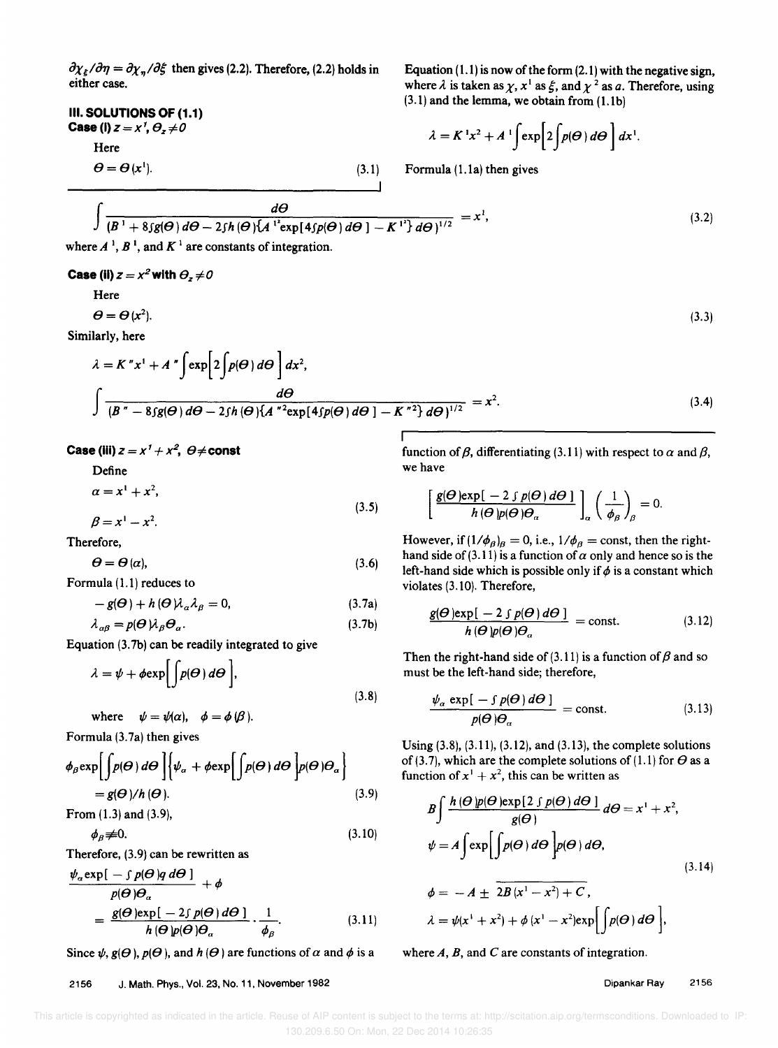$\partial \chi_\xi / \partial \eta = \partial \chi_\eta / \partial \xi$ then gives (2.2). Therefore, (2.2) holds in either case.

## III. SOLUTIONS OF (1.1)

**Case (i) $z = x^1$, $\Theta_z \neq 0$**

Here

$$\Theta = \Theta(x^1). \tag{3.1}$$

Equation (1.1) is now of the form (2.1) with the negative sign, where $\lambda$ is taken as $\chi$, $x^1$ as $\xi$, and $\chi^2$ as $a$. Therefore, using (3.1) and the lemma, we obtain from (1.1b)

$$\lambda = K'x^2 + A' \int \exp\left[2\int p(\Theta)\,d\Theta\right] dx^1.$$

Formula (1.1a) then gives

$$\int \frac{d\Theta}{(B' + 8\int g(\Theta)\,d\Theta - 2\int h(\Theta)\{A'^2 \exp[4\int p(\Theta)\,d\Theta] - K'^2\}\,d\Theta)^{1/2}} = x^1, \tag{3.2}$$

where $A'$, $B'$, and $K'$ are constants of integration.

**Case (ii) $z = x^2$ with $\Theta_z \neq 0$**

Here

$$\Theta = \Theta(x^2). \tag{3.3}$$

Similarly, here

$$\lambda = K''x^1 + A'' \int \exp\left[2\int p(\Theta)\,d\Theta\right] dx^2,$$

$$\int \frac{d\Theta}{(B'' - 8\int g(\Theta)\,d\Theta - 2\int h(\Theta)\{A''^2 \exp[4\int p(\Theta)\,d\Theta] - K''^2\}\,d\Theta)^{1/2}} = x^2. \tag{3.4}$$

**Case (iii) $z = x^1 + x^2$, $\Theta \neq$ const**

Define

$$\alpha = x^1 + x^2, \qquad \beta = x^1 - x^2. \tag{3.5}$$

Therefore,

$$\Theta = \Theta(\alpha), \tag{3.6}$$

Formula (1.1) reduces to

$$-g(\Theta) + h(\Theta)\lambda_\alpha \lambda_\beta = 0, \tag{3.7a}$$

$$\lambda_{\alpha\beta} = p(\Theta)\lambda_\beta \Theta_\alpha. \tag{3.7b}$$

Equation (3.7b) can be readily integrated to give

$$\lambda = \psi + \phi \exp\left[\int p(\Theta)\,d\Theta\right], \tag{3.8}$$

where $\psi = \psi(\alpha)$, $\phi = \phi(\beta)$.

Formula (3.7a) then gives

$$\phi_\beta \exp\left[\int p(\Theta)\,d\Theta\right]\left\{\psi_\alpha + \phi \exp\left[\int p(\Theta)\,d\Theta\right] p(\Theta)\Theta_\alpha\right\} = g(\Theta)/h(\Theta). \tag{3.9}$$

From (1.3) and (3.9),

$$\phi_\beta \neq 0. \tag{3.10}$$

Therefore, (3.9) can be rewritten as

$$\frac{\psi_\alpha \exp[-\int p(\Theta) q\,d\Theta]}{p(\Theta)\Theta_\alpha} + \phi = \frac{g(\Theta)\exp[-2\int p(\Theta)\,d\Theta]}{h(\Theta)p(\Theta)\Theta_\alpha} \cdot \frac{1}{\phi_\beta}. \tag{3.11}$$

Since $\psi$, $g(\Theta)$, $p(\Theta)$, and $h(\Theta)$ are functions of $\alpha$ and $\phi$ is a function of $\beta$, differentiating (3.11) with respect to $\alpha$ and $\beta$, we have

$$\left[\frac{g(\Theta)\exp[-2\int p(\Theta)\,d\Theta]}{h(\Theta)p(\Theta)\Theta_\alpha}\right]_\alpha \left(\frac{1}{\phi_\beta}\right)_\beta = 0.$$

However, if $(1/\phi_\beta)_\beta = 0$, i.e., $1/\phi_\beta = $ const, then the right-hand side of (3.11) is a function of $\alpha$ only and hence so is the left-hand side which is possible only if $\phi$ is a constant which violates (3.10). Therefore,

$$\frac{g(\Theta)\exp[-2\int p(\Theta)\,d\Theta]}{h(\Theta)p(\Theta)\Theta_\alpha} = \text{const.} \tag{3.12}$$

Then the right-hand side of (3.11) is a function of $\beta$ and so must be the left-hand side; therefore,

$$\frac{\psi_\alpha \exp[-\int p(\Theta)\,d\Theta]}{p(\Theta)\Theta_\alpha} = \text{const.} \tag{3.13}$$

Using (3.8), (3.11), (3.12), and (3.13), the complete solutions of (3.7), which are the complete solutions of (1.1) for $\Theta$ as a function of $x^1 + x^2$, this can be written as

$$B\int \frac{h(\Theta)p(\Theta)\exp[2\int p(\Theta)\,d\Theta]}{g(\Theta)}\,d\Theta = x^1 + x^2,$$

$$\psi = A\int \exp\left[\int p(\Theta)\,d\Theta\right] p(\Theta)\,d\Theta,$$

$$\phi = -A \pm \sqrt{2B(x^1 - x^2) + C},$$

$$\lambda = \psi(x^1 + x^2) + \phi(x^1 - x^2)\exp\left[\int p(\Theta)\,d\Theta\right], \tag{3.14}$$

where $A$, $B$, and $C$ are constants of integration.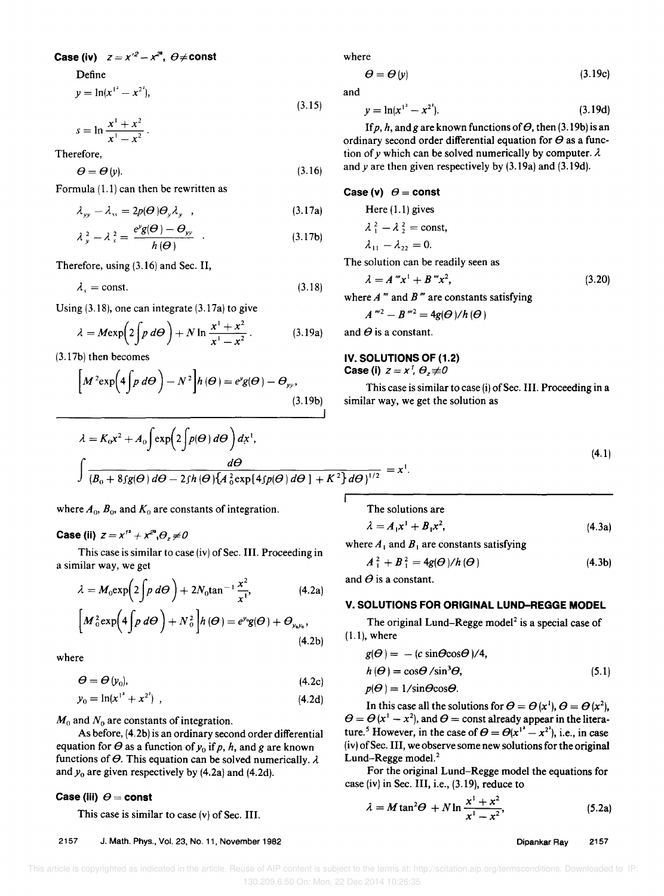### Case (iv) $z = x'^2 - x^{2'}$, $\Theta \neq$ const

Define

$$y = \ln(x^{1^2} - x^{2^2}),$$

$$s = \ln \frac{x^1 + x^2}{x^1 - x^2}. \tag{3.15}$$

Therefore,

$$\Theta = \Theta(y). \tag{3.16}$$

Formula (1.1) can then be rewritten as

$$\lambda_{yy} - \lambda_{ss} = 2p(\Theta)\Theta_y \lambda_y \ , \tag{3.17a}$$

$$\lambda_y^2 - \lambda_s^2 = \frac{e^y g(\Theta) - \Theta_{yy}}{h(\Theta)} \ . \tag{3.17b}$$

Therefore, using (3.16) and Sec. II,

$$\lambda_s = \text{const}. \tag{3.18}$$

Using (3.18), one can integrate (3.17a) to give

$$\lambda = M \exp\left(2\int p \, d\Theta\right) + N \ln \frac{x^1 + x^2}{x^1 - x^2}. \tag{3.19a}$$

(3.17b) then becomes

$$\left[M^2 \exp\left(4\int p \, d\Theta\right) - N^2\right] h(\Theta) = e^y g(\Theta) - \Theta_{yy}, \tag{3.19b}$$

where

$$\Theta = \Theta(y) \tag{3.19c}$$

and

$$y = \ln(x^{1^2} - x^{2^2}). \tag{3.19d}$$

If $p$, $h$, and $g$ are known functions of $\Theta$, then (3.19b) is an ordinary second order differential equation for $\Theta$ as a function of $y$ which can be solved numerically by computer. $\lambda$ and $y$ are then given respectively by (3.19a) and (3.19d).

### Case (v) $\Theta =$ const

Here (1.1) gives

$$\lambda_1^2 - \lambda_2^2 = \text{const},$$

$$\lambda_{11} - \lambda_{22} = 0.$$

The solution can be readily seen as

$$\lambda = A'''x^1 + B'''x^2, \tag{3.20}$$

where $A'''$ and $B'''$ are constants satisfying

$$A'''^2 - B'''^2 = 4g(\Theta)/h(\Theta)$$

and $\Theta$ is a constant.

## IV. SOLUTIONS OF (1.2)

### Case (i) $z = x^1$, $\Theta_z \neq 0$

This case is similar to case (i) of Sec. III. Proceeding in a similar way, we get the solution as

$$\lambda = K_0 x^2 + A_0 \int \exp\left(2\int p(\Theta)\, d\Theta\right) dx^1,$$

$$\int \frac{d\Theta}{(B_0 + 8\int g(\Theta)\, d\Theta - 2\int h(\Theta)\{A_0^2 \exp[4\int p(\Theta)\, d\Theta] + K^2\}\, d\Theta)^{1/2}} = x^1. \tag{4.1}$$

where $A_0$, $B_0$, and $K_0$ are constants of integration.

### Case (ii) $z = x'^2 + x^{2'}, \Theta_z \neq 0$

This case is similar to case (iv) of Sec. III. Proceeding in a similar way, we get

$$\lambda = M_0 \exp\left(2\int p \, d\Theta\right) + 2N_0 \tan^{-1} \frac{x^2}{x^1}, \tag{4.2a}$$

$$\left[M_0^2 \exp\left(4\int p \, d\Theta\right) + N_0^2\right] h(\Theta) = e^{y_0} g(\Theta) + \Theta_{y_0 y_0}, \tag{4.2b}$$

where

$$\Theta = \Theta(y_0), \tag{4.2c}$$

$$y_0 = \ln(x^{1^2} + x^{2^2}) \ , \tag{4.2d}$$

$M_0$ and $N_0$ are constants of integration.

As before, (4.2b) is an ordinary second order differential equation for $\Theta$ as a function of $y_0$ if $p$, $h$, and $g$ are known functions of $\Theta$. This equation can be solved numerically. $\lambda$ and $y_0$ are given respectively by (4.2a) and (4.2d).

### Case (iii) $\Theta =$ const

This case is similar to case (v) of Sec. III.

The solutions are

$$\lambda = A_1 x^1 + B_1 x^2, \tag{4.3a}$$

where $A_1$ and $B_1$ are constants satisfying

$$A_1^2 + B_1^2 = 4g(\Theta)/h(\Theta) \tag{4.3b}$$

and $\Theta$ is a constant.

## V. SOLUTIONS FOR ORIGINAL LUND–REGGE MODEL

The original Lund–Regge model[2] is a special case of (1.1), where

$$g(\Theta) = -(c \sin\Theta \cos\Theta)/4,$$

$$h(\Theta) = \cos\Theta/\sin^3\Theta, \tag{5.1}$$

$$p(\Theta) = 1/\sin\Theta\cos\Theta.$$

In this case all the solutions for $\Theta = \Theta(x^1)$, $\Theta = \Theta(x^2)$, $\Theta = \Theta(x^1 - x^2)$, and $\Theta =$ const already appear in the literature.[5] However, in the case of $\Theta = \Theta(x^{1^2} - x^{2^2})$, i.e., in case (iv) of Sec. III, we observe some new solutions for the original Lund–Regge model.[2]

For the original Lund–Regge model the equations for case (iv) in Sec. III, i.e., (3.19), reduce to

$$\lambda = M \tan^2\Theta + N \ln \frac{x^1 + x^2}{x^1 - x^2}, \tag{5.2a}$$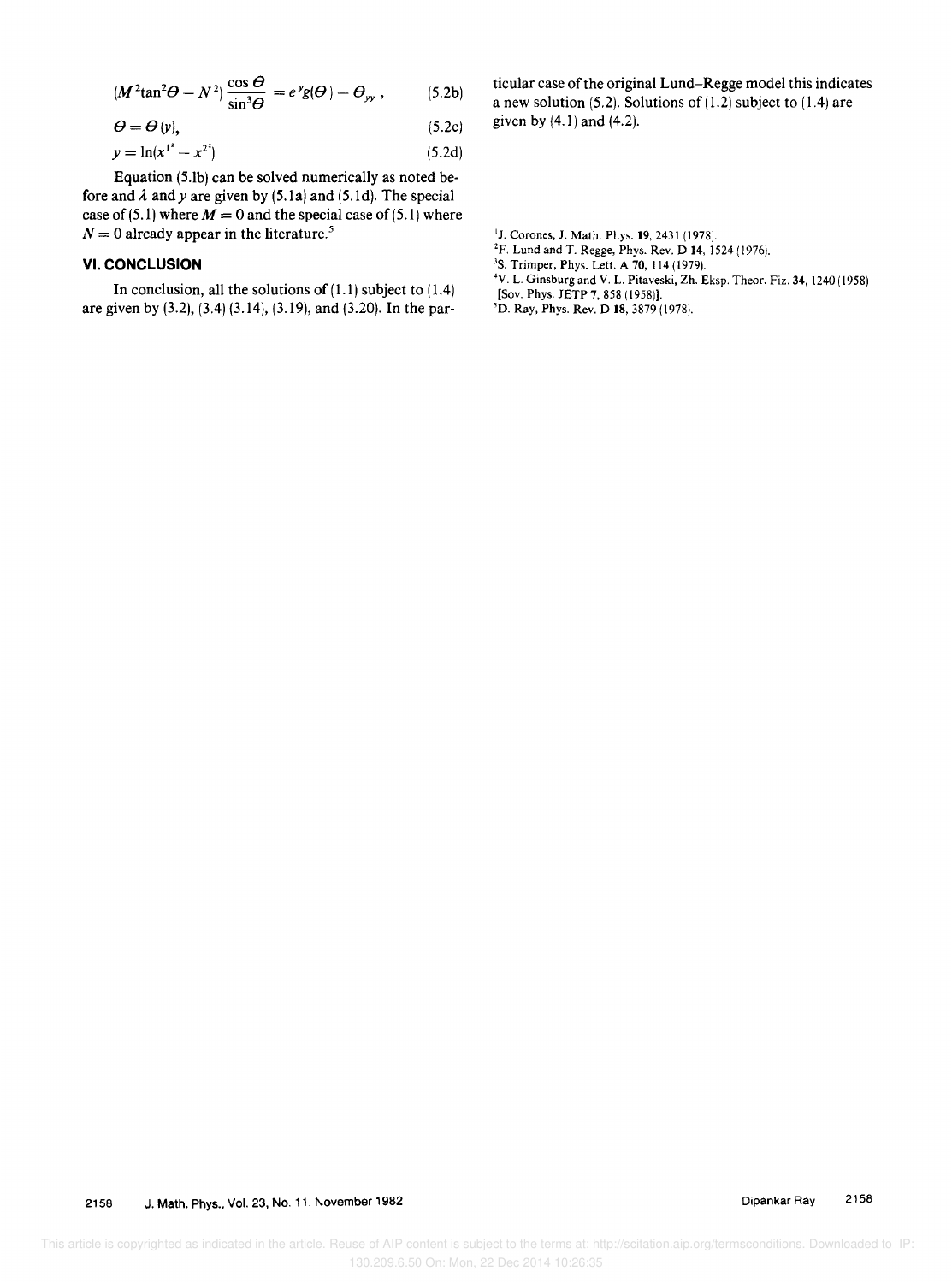$$(M^2\tan^2\Theta - N^2)\frac{\cos\Theta}{\sin^3\Theta} = e^y g(\Theta) - \Theta_{yy}\,, \tag{5.2b}$$

$$\Theta = \Theta(y), \tag{5.2c}$$

$$y = \ln(x^{1^2} - x^{2^2}) \tag{5.2d}$$

Equation (5.1b) can be solved numerically as noted before and $\lambda$ and $y$ are given by (5.1a) and (5.1d). The special case of (5.1) where $M = 0$ and the special case of (5.1) where $N = 0$ already appear in the literature.[5]

## VI. CONCLUSION

In conclusion, all the solutions of (1.1) subject to (1.4) are given by (3.2), (3.4) (3.14), (3.19), and (3.20). In the particular case of the original Lund–Regge model this indicates a new solution (5.2). Solutions of (1.2) subject to (1.4) are given by (4.1) and (4.2).

[1] J. Corones, J. Math. Phys. **19**, 2431 (1978).
[2] F. Lund and T. Regge, Phys. Rev. D **14**, 1524 (1976).
[3] S. Trimper, Phys. Lett. A **70**, 114 (1979).
[4] V. L. Ginsburg and V. L. Pitaveski, Zh. Eksp. Theor. Fiz. **34**, 1240 (1958) [Sov. Phys. JETP **7**, 858 (1958)].
[5] D. Ray, Phys. Rev. D **18**, 3879 (1978).